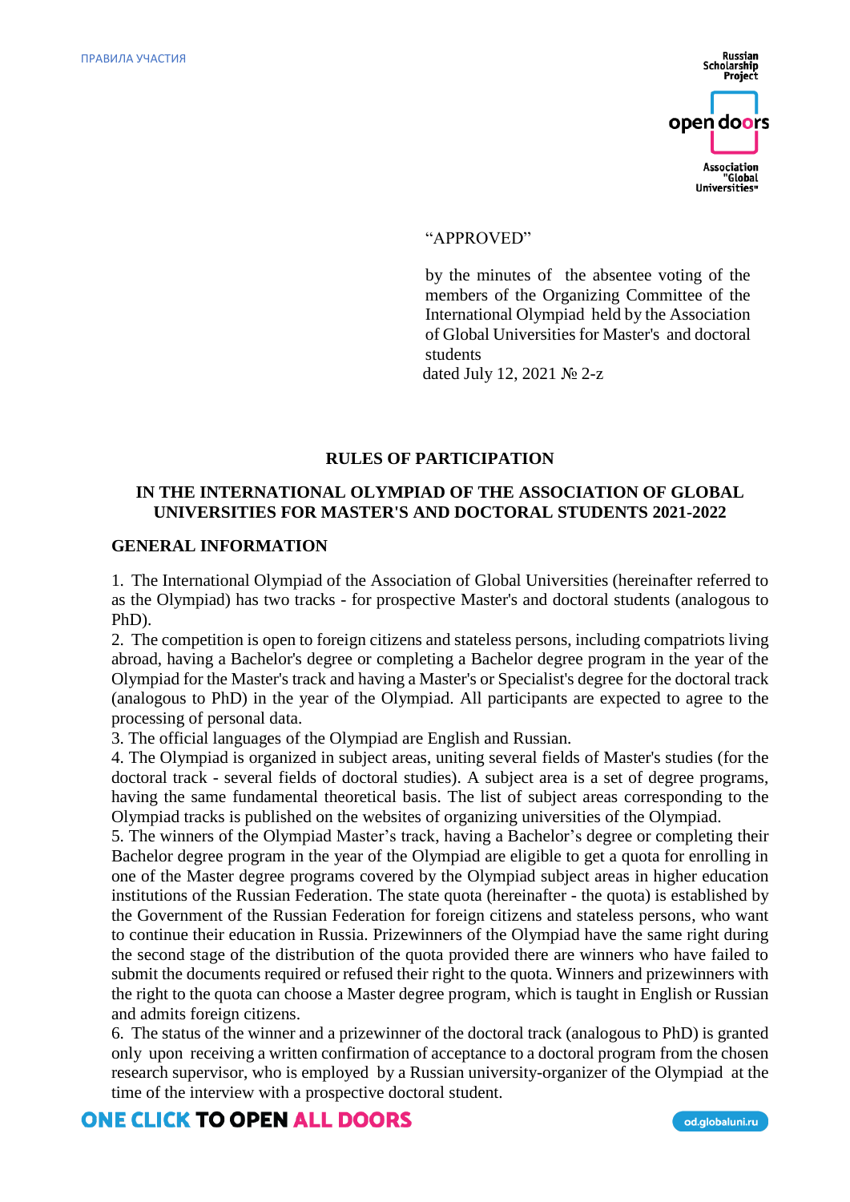“APPROVED”

by the minutes of the absentee voting of the members of the Organizing Committee of the International Olympiad held by the Association of Global Universities for Master's and doctoral students
dated July 12, 2021 № 2-z

# RULES OF PARTICIPATION

## IN THE INTERNATIONAL OLYMPIAD OF THE ASSOCIATION OF GLOBAL UNIVERSITIES FOR MASTER'S AND DOCTORAL STUDENTS 2021-2022

### GENERAL INFORMATION

1. The International Olympiad of the Association of Global Universities (hereinafter referred to as the Olympiad) has two tracks - for prospective Master's and doctoral students (analogous to PhD).
2. The competition is open to foreign citizens and stateless persons, including compatriots living abroad, having a Bachelor's degree or completing a Bachelor degree program in the year of the Olympiad for the Master's track and having a Master's or Specialist's degree for the doctoral track (analogous to PhD) in the year of the Olympiad. All participants are expected to agree to the processing of personal data.
3. The official languages of the Olympiad are English and Russian.
4. The Olympiad is organized in subject areas, uniting several fields of Master's studies (for the doctoral track - several fields of doctoral studies). A subject area is a set of degree programs, having the same fundamental theoretical basis. The list of subject areas corresponding to the Olympiad tracks is published on the websites of organizing universities of the Olympiad.
5. The winners of the Olympiad Master’s track, having a Bachelor’s degree or completing their Bachelor degree program in the year of the Olympiad are eligible to get a quota for enrolling in one of the Master degree programs covered by the Olympiad subject areas in higher education institutions of the Russian Federation. The state quota (hereinafter - the quota) is established by the Government of the Russian Federation for foreign citizens and stateless persons, who want to continue their education in Russia. Prizewinners of the Olympiad have the same right during the second stage of the distribution of the quota provided there are winners who have failed to submit the documents required or refused their right to the quota. Winners and prizewinners with the right to the quota can choose a Master degree program, which is taught in English or Russian and admits foreign citizens.
6. The status of the winner and a prizewinner of the doctoral track (analogous to PhD) is granted only upon receiving a written confirmation of acceptance to a doctoral program from the chosen research supervisor, who is employed by a Russian university-organizer of the Olympiad at the time of the interview with a prospective doctoral student.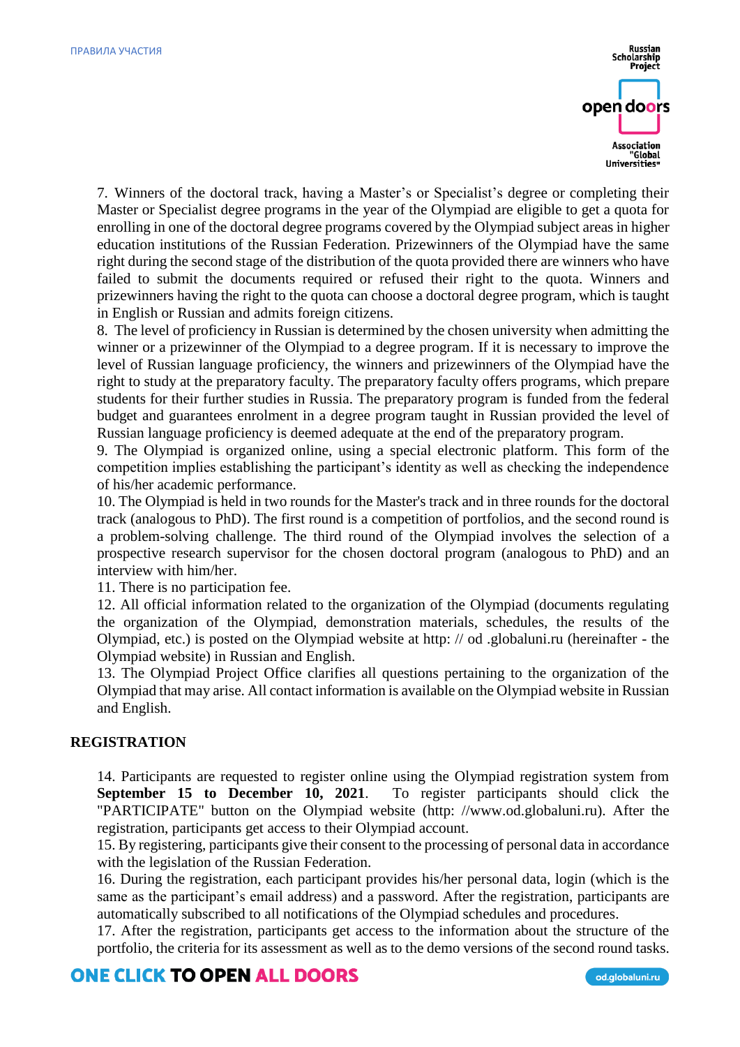7. Winners of the doctoral track, having a Master's or Specialist's degree or completing their Master or Specialist degree programs in the year of the Olympiad are eligible to get a quota for enrolling in one of the doctoral degree programs covered by the Olympiad subject areas in higher education institutions of the Russian Federation. Prizewinners of the Olympiad have the same right during the second stage of the distribution of the quota provided there are winners who have failed to submit the documents required or refused their right to the quota. Winners and prizewinners having the right to the quota can choose a doctoral degree program, which is taught in English or Russian and admits foreign citizens.

8. The level of proficiency in Russian is determined by the chosen university when admitting the winner or a prizewinner of the Olympiad to a degree program. If it is necessary to improve the level of Russian language proficiency, the winners and prizewinners of the Olympiad have the right to study at the preparatory faculty. The preparatory faculty offers programs, which prepare students for their further studies in Russia. The preparatory program is funded from the federal budget and guarantees enrolment in a degree program taught in Russian provided the level of Russian language proficiency is deemed adequate at the end of the preparatory program.

9. The Olympiad is organized online, using a special electronic platform. This form of the competition implies establishing the participant's identity as well as checking the independence of his/her academic performance.

10. The Olympiad is held in two rounds for the Master's track and in three rounds for the doctoral track (analogous to PhD). The first round is a competition of portfolios, and the second round is a problem-solving challenge. The third round of the Olympiad involves the selection of a prospective research supervisor for the chosen doctoral program (analogous to PhD) and an interview with him/her.

11. There is no participation fee.

12. All official information related to the organization of the Olympiad (documents regulating the organization of the Olympiad, demonstration materials, schedules, the results of the Olympiad, etc.) is posted on the Olympiad website at http: // od .globaluni.ru (hereinafter - the Olympiad website) in Russian and English.

13. The Olympiad Project Office clarifies all questions pertaining to the organization of the Olympiad that may arise. All contact information is available on the Olympiad website in Russian and English.

## REGISTRATION

14. Participants are requested to register online using the Olympiad registration system from **September 15 to December 10, 2021**. To register participants should click the "PARTICIPATE" button on the Olympiad website (http: //www.od.globaluni.ru). After the registration, participants get access to their Olympiad account.

15. By registering, participants give their consent to the processing of personal data in accordance with the legislation of the Russian Federation.

16. During the registration, each participant provides his/her personal data, login (which is the same as the participant's email address) and a password. After the registration, participants are automatically subscribed to all notifications of the Olympiad schedules and procedures.

17. After the registration, participants get access to the information about the structure of the portfolio, the criteria for its assessment as well as to the demo versions of the second round tasks.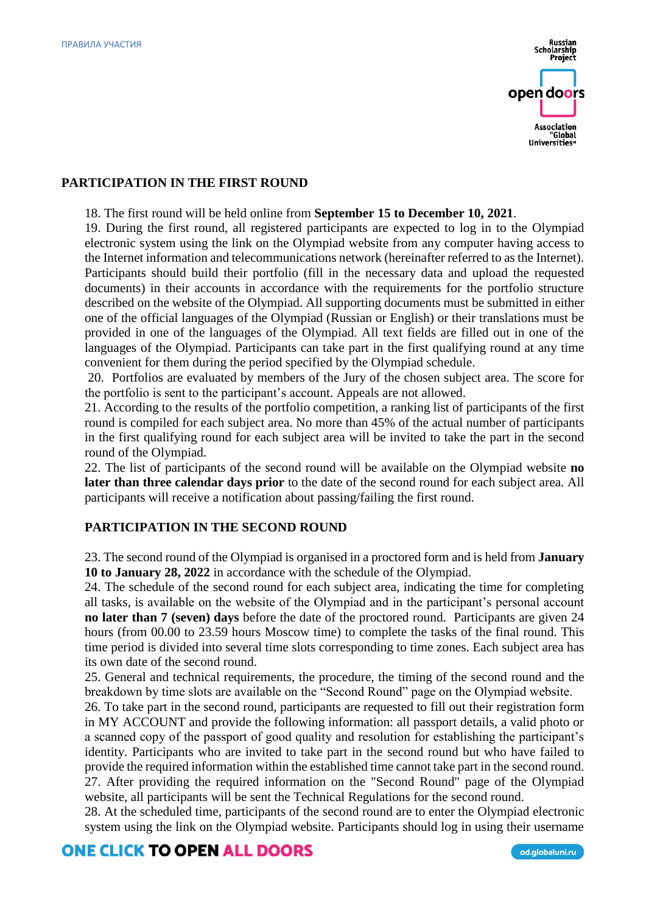## PARTICIPATION IN THE FIRST ROUND

18. The first round will be held online from **September 15 to December 10, 2021**.
19. During the first round, all registered participants are expected to log in to the Olympiad electronic system using the link on the Olympiad website from any computer having access to the Internet information and telecommunications network (hereinafter referred to as the Internet). Participants should build their portfolio (fill in the necessary data and upload the requested documents) in their accounts in accordance with the requirements for the portfolio structure described on the website of the Olympiad. All supporting documents must be submitted in either one of the official languages of the Olympiad (Russian or English) or their translations must be provided in one of the languages of the Olympiad. All text fields are filled out in one of the languages of the Olympiad. Participants can take part in the first qualifying round at any time convenient for them during the period specified by the Olympiad schedule.
20. Portfolios are evaluated by members of the Jury of the chosen subject area. The score for the portfolio is sent to the participant's account. Appeals are not allowed.
21. According to the results of the portfolio competition, a ranking list of participants of the first round is compiled for each subject area. No more than 45% of the actual number of participants in the first qualifying round for each subject area will be invited to take the part in the second round of the Olympiad.
22. The list of participants of the second round will be available on the Olympiad website **no later than three calendar days prior** to the date of the second round for each subject area. All participants will receive a notification about passing/failing the first round.

## PARTICIPATION IN THE SECOND ROUND

23. The second round of the Olympiad is organised in a proctored form and is held from **January 10 to January 28, 2022** in accordance with the schedule of the Olympiad.
24. The schedule of the second round for each subject area, indicating the time for completing all tasks, is available on the website of the Olympiad and in the participant's personal account **no later than 7 (seven) days** before the date of the proctored round. Participants are given 24 hours (from 00.00 to 23.59 hours Moscow time) to complete the tasks of the final round. This time period is divided into several time slots corresponding to time zones. Each subject area has its own date of the second round.
25. General and technical requirements, the procedure, the timing of the second round and the breakdown by time slots are available on the "Second Round" page on the Olympiad website.
26. To take part in the second round, participants are requested to fill out their registration form in MY ACCOUNT and provide the following information: all passport details, a valid photo or a scanned copy of the passport of good quality and resolution for establishing the participant's identity. Participants who are invited to take part in the second round but who have failed to provide the required information within the established time cannot take part in the second round.
27. After providing the required information on the "Second Round" page of the Olympiad website, all participants will be sent the Technical Regulations for the second round.
28. At the scheduled time, participants of the second round are to enter the Olympiad electronic system using the link on the Olympiad website. Participants should log in using their username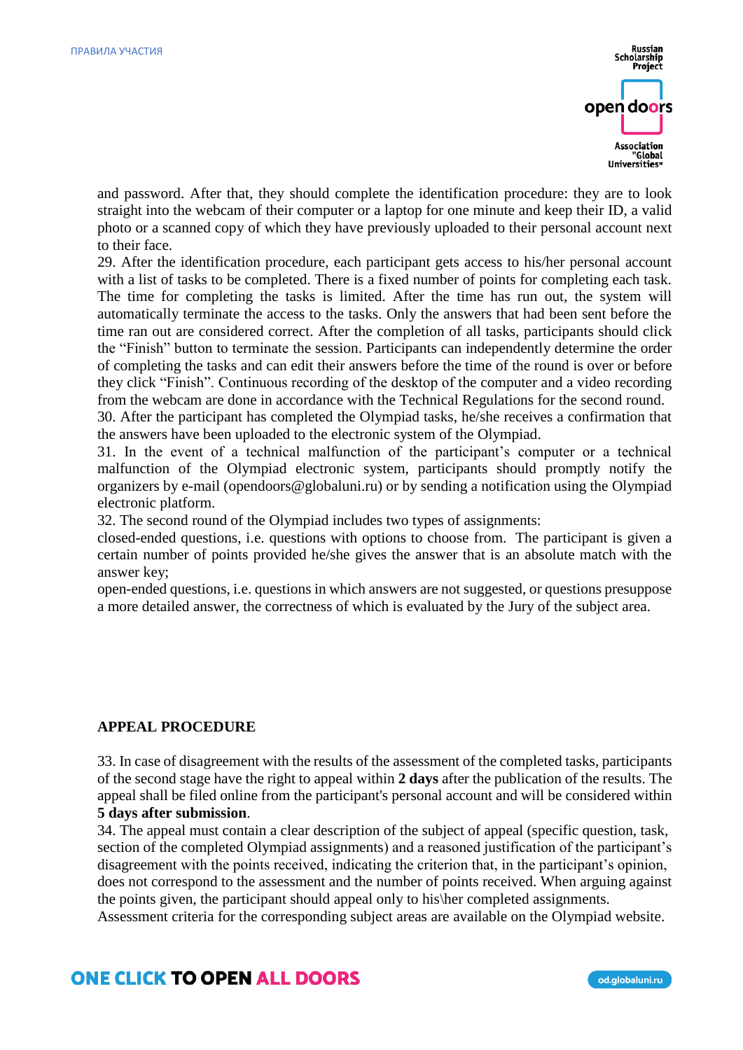and password. After that, they should complete the identification procedure: they are to look straight into the webcam of their computer or a laptop for one minute and keep their ID, a valid photo or a scanned copy of which they have previously uploaded to their personal account next to their face.

29. After the identification procedure, each participant gets access to his/her personal account with a list of tasks to be completed. There is a fixed number of points for completing each task. The time for completing the tasks is limited. After the time has run out, the system will automatically terminate the access to the tasks. Only the answers that had been sent before the time ran out are considered correct. After the completion of all tasks, participants should click the "Finish" button to terminate the session. Participants can independently determine the order of completing the tasks and can edit their answers before the time of the round is over or before they click "Finish". Continuous recording of the desktop of the computer and a video recording from the webcam are done in accordance with the Technical Regulations for the second round.

30. After the participant has completed the Olympiad tasks, he/she receives a confirmation that the answers have been uploaded to the electronic system of the Olympiad.

31. In the event of a technical malfunction of the participant's computer or a technical malfunction of the Olympiad electronic system, participants should promptly notify the organizers by e-mail (opendoors@globaluni.ru) or by sending a notification using the Olympiad electronic platform.

32. The second round of the Olympiad includes two types of assignments:

closed-ended questions, i.e. questions with options to choose from. The participant is given a certain number of points provided he/she gives the answer that is an absolute match with the answer key;

open-ended questions, i.e. questions in which answers are not suggested, or questions presuppose a more detailed answer, the correctness of which is evaluated by the Jury of the subject area.

## APPEAL PROCEDURE

33. In case of disagreement with the results of the assessment of the completed tasks, participants of the second stage have the right to appeal within **2 days** after the publication of the results. The appeal shall be filed online from the participant's personal account and will be considered within **5 days after submission**.

34. The appeal must contain a clear description of the subject of appeal (specific question, task, section of the completed Olympiad assignments) and a reasoned justification of the participant's disagreement with the points received, indicating the criterion that, in the participant's opinion, does not correspond to the assessment and the number of points received. When arguing against the points given, the participant should appeal only to his\her completed assignments.

Assessment criteria for the corresponding subject areas are available on the Olympiad website.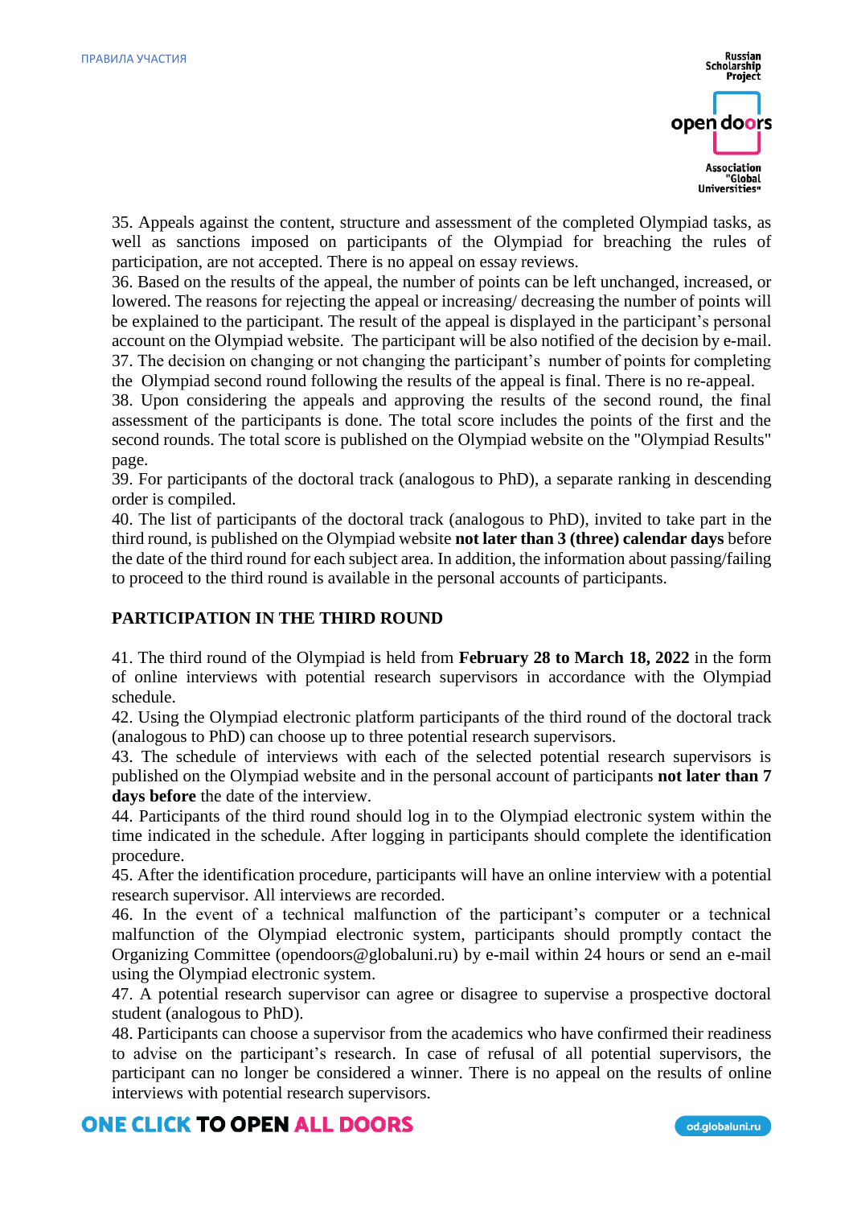35. Appeals against the content, structure and assessment of the completed Olympiad tasks, as well as sanctions imposed on participants of the Olympiad for breaching the rules of participation, are not accepted. There is no appeal on essay reviews.
36. Based on the results of the appeal, the number of points can be left unchanged, increased, or lowered. The reasons for rejecting the appeal or increasing/ decreasing the number of points will be explained to the participant. The result of the appeal is displayed in the participant's personal account on the Olympiad website. The participant will be also notified of the decision by e-mail.
37. The decision on changing or not changing the participant's number of points for completing the Olympiad second round following the results of the appeal is final. There is no re-appeal.
38. Upon considering the appeals and approving the results of the second round, the final assessment of the participants is done. The total score includes the points of the first and the second rounds. The total score is published on the Olympiad website on the "Olympiad Results" page.
39. For participants of the doctoral track (analogous to PhD), a separate ranking in descending order is compiled.
40. The list of participants of the doctoral track (analogous to PhD), invited to take part in the third round, is published on the Olympiad website **not later than 3 (three) calendar days** before the date of the third round for each subject area. In addition, the information about passing/failing to proceed to the third round is available in the personal accounts of participants.

## PARTICIPATION IN THE THIRD ROUND

41. The third round of the Olympiad is held from **February 28 to March 18, 2022** in the form of online interviews with potential research supervisors in accordance with the Olympiad schedule.
42. Using the Olympiad electronic platform participants of the third round of the doctoral track (analogous to PhD) can choose up to three potential research supervisors.
43. The schedule of interviews with each of the selected potential research supervisors is published on the Olympiad website and in the personal account of participants **not later than 7 days before** the date of the interview.
44. Participants of the third round should log in to the Olympiad electronic system within the time indicated in the schedule. After logging in participants should complete the identification procedure.
45. After the identification procedure, participants will have an online interview with a potential research supervisor. All interviews are recorded.
46. In the event of a technical malfunction of the participant's computer or a technical malfunction of the Olympiad electronic system, participants should promptly contact the Organizing Committee (opendoors@globaluni.ru) by e-mail within 24 hours or send an e-mail using the Olympiad electronic system.
47. A potential research supervisor can agree or disagree to supervise a prospective doctoral student (analogous to PhD).
48. Participants can choose a supervisor from the academics who have confirmed their readiness to advise on the participant's research. In case of refusal of all potential supervisors, the participant can no longer be considered a winner. There is no appeal on the results of online interviews with potential research supervisors.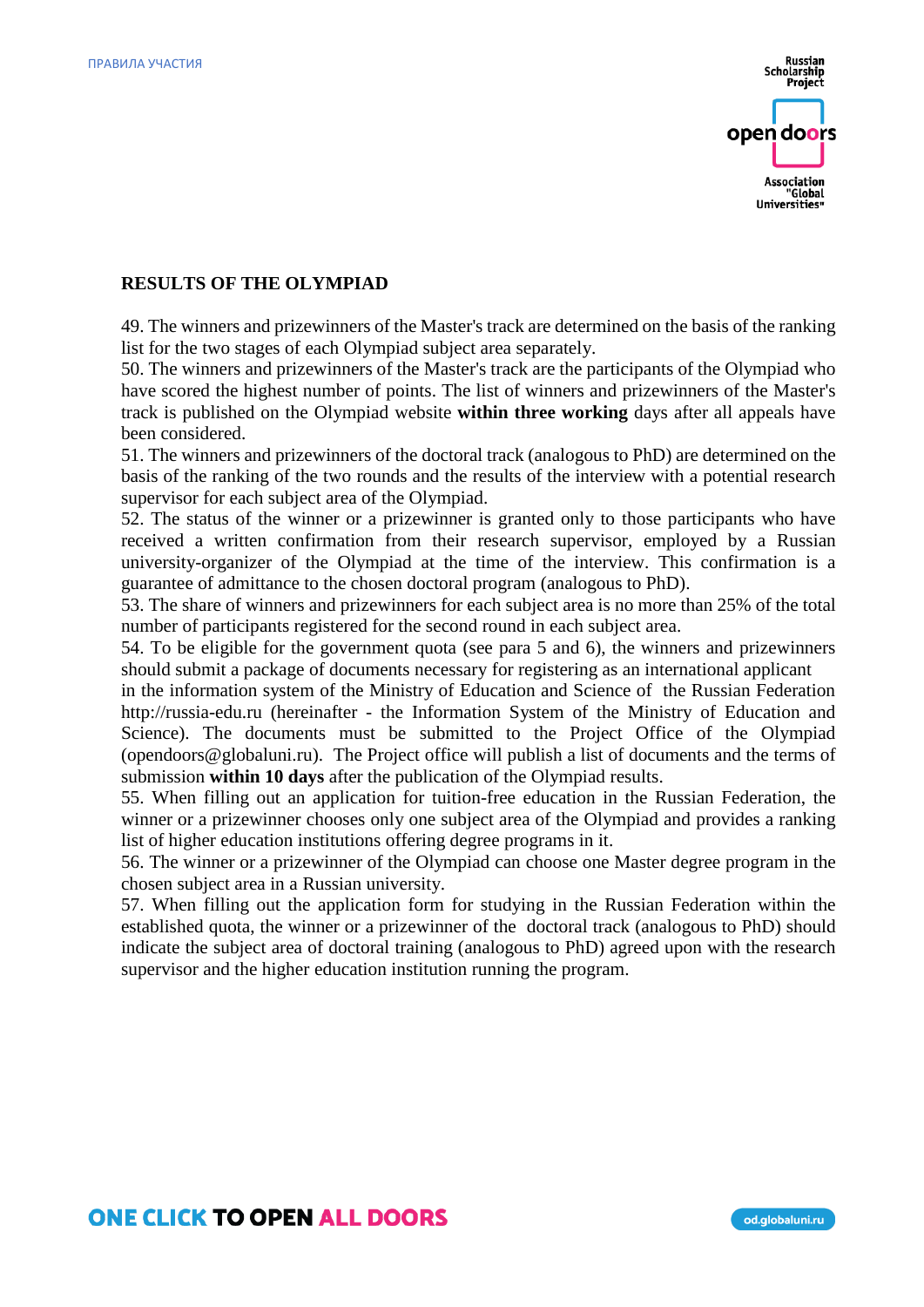## RESULTS OF THE OLYMPIAD

49. The winners and prizewinners of the Master's track are determined on the basis of the ranking list for the two stages of each Olympiad subject area separately.

50. The winners and prizewinners of the Master's track are the participants of the Olympiad who have scored the highest number of points. The list of winners and prizewinners of the Master's track is published on the Olympiad website **within three working** days after all appeals have been considered.

51. The winners and prizewinners of the doctoral track (analogous to PhD) are determined on the basis of the ranking of the two rounds and the results of the interview with a potential research supervisor for each subject area of the Olympiad.

52. The status of the winner or a prizewinner is granted only to those participants who have received a written confirmation from their research supervisor, employed by a Russian university-organizer of the Olympiad at the time of the interview. This confirmation is a guarantee of admittance to the chosen doctoral program (analogous to PhD).

53. The share of winners and prizewinners for each subject area is no more than 25% of the total number of participants registered for the second round in each subject area.

54. To be eligible for the government quota (see para 5 and 6), the winners and prizewinners should submit a package of documents necessary for registering as an international applicant in the information system of the Ministry of Education and Science of the Russian Federation http://russia-edu.ru (hereinafter - the Information System of the Ministry of Education and Science). The documents must be submitted to the Project Office of the Olympiad (opendoors@globaluni.ru). The Project office will publish a list of documents and the terms of submission **within 10 days** after the publication of the Olympiad results.

55. When filling out an application for tuition-free education in the Russian Federation, the winner or a prizewinner chooses only one subject area of the Olympiad and provides a ranking list of higher education institutions offering degree programs in it.

56. The winner or a prizewinner of the Olympiad can choose one Master degree program in the chosen subject area in a Russian university.

57. When filling out the application form for studying in the Russian Federation within the established quota, the winner or a prizewinner of the doctoral track (analogous to PhD) should indicate the subject area of doctoral training (analogous to PhD) agreed upon with the research supervisor and the higher education institution running the program.